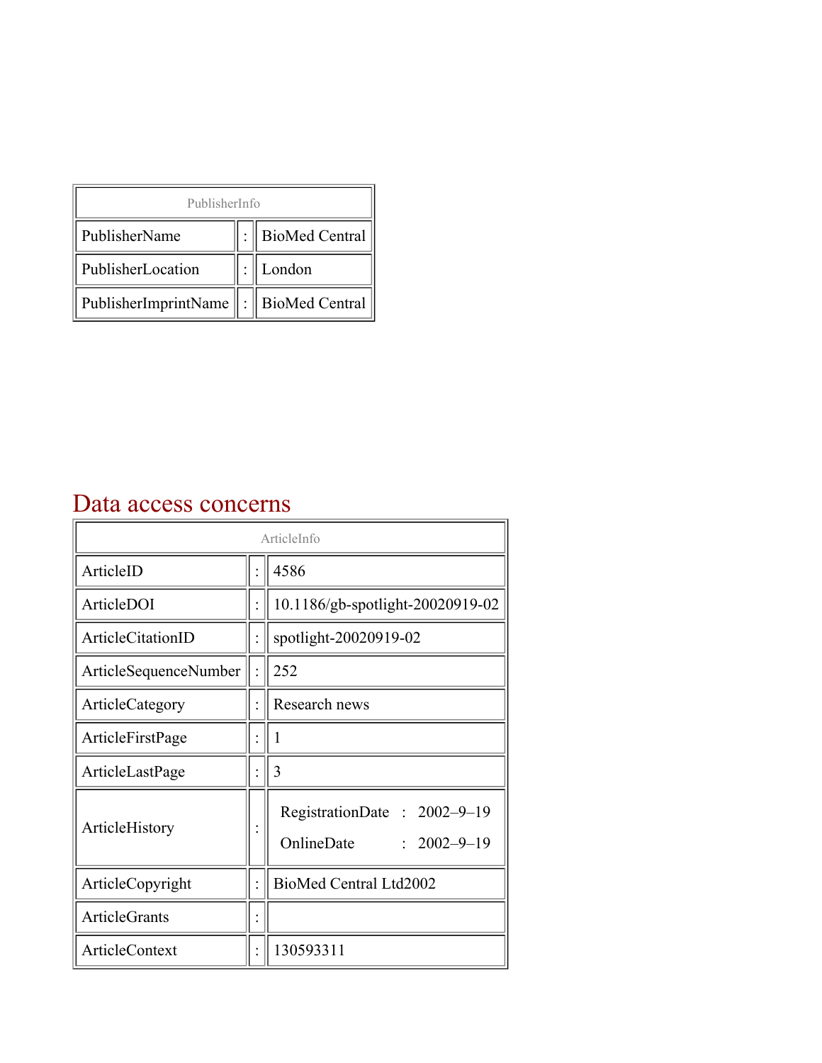| PublisherInfo | | |
|---|---|---|
| PublisherName | : | BioMed Central |
| PublisherLocation | : | London |
| PublisherImprintName | : | BioMed Central |

# Data access concerns

| ArticleInfo | | |
|---|---|---|
| ArticleID | : | 4586 |
| ArticleDOI | : | 10.1186/gb-spotlight-20020919-02 |
| ArticleCitationID | : | spotlight-20020919-02 |
| ArticleSequenceNumber | : | 252 |
| ArticleCategory | : | Research news |
| ArticleFirstPage | : | 1 |
| ArticleLastPage | : | 3 |
| ArticleHistory | : | RegistrationDate : 2002–9–19<br>OnlineDate : 2002–9–19 |
| ArticleCopyright | : | BioMed Central Ltd2002 |
| ArticleGrants | : | |
| ArticleContext | : | 130593311 |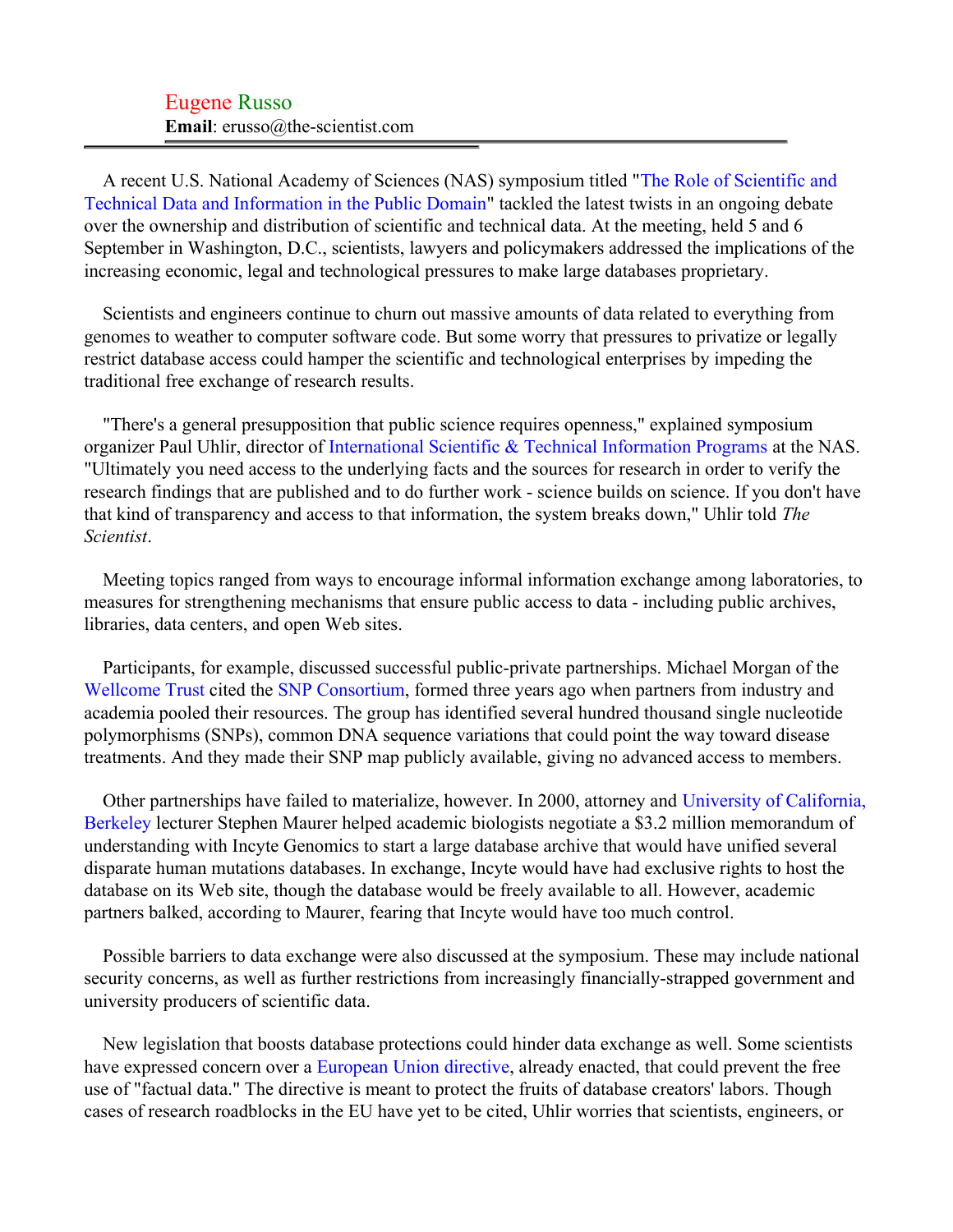Eugene Russo
**Email**: erusso@the-scientist.com

---

A recent U.S. National Academy of Sciences (NAS) symposium titled "The Role of Scientific and Technical Data and Information in the Public Domain" tackled the latest twists in an ongoing debate over the ownership and distribution of scientific and technical data. At the meeting, held 5 and 6 September in Washington, D.C., scientists, lawyers and policymakers addressed the implications of the increasing economic, legal and technological pressures to make large databases proprietary.

Scientists and engineers continue to churn out massive amounts of data related to everything from genomes to weather to computer software code. But some worry that pressures to privatize or legally restrict database access could hamper the scientific and technological enterprises by impeding the traditional free exchange of research results.

"There's a general presupposition that public science requires openness," explained symposium organizer Paul Uhlir, director of International Scientific & Technical Information Programs at the NAS. "Ultimately you need access to the underlying facts and the sources for research in order to verify the research findings that are published and to do further work - science builds on science. If you don't have that kind of transparency and access to that information, the system breaks down," Uhlir told *The Scientist*.

Meeting topics ranged from ways to encourage informal information exchange among laboratories, to measures for strengthening mechanisms that ensure public access to data - including public archives, libraries, data centers, and open Web sites.

Participants, for example, discussed successful public-private partnerships. Michael Morgan of the Wellcome Trust cited the SNP Consortium, formed three years ago when partners from industry and academia pooled their resources. The group has identified several hundred thousand single nucleotide polymorphisms (SNPs), common DNA sequence variations that could point the way toward disease treatments. And they made their SNP map publicly available, giving no advanced access to members.

Other partnerships have failed to materialize, however. In 2000, attorney and University of California, Berkeley lecturer Stephen Maurer helped academic biologists negotiate a $3.2 million memorandum of understanding with Incyte Genomics to start a large database archive that would have unified several disparate human mutations databases. In exchange, Incyte would have had exclusive rights to host the database on its Web site, though the database would be freely available to all. However, academic partners balked, according to Maurer, fearing that Incyte would have too much control.

Possible barriers to data exchange were also discussed at the symposium. These may include national security concerns, as well as further restrictions from increasingly financially-strapped government and university producers of scientific data.

New legislation that boosts database protections could hinder data exchange as well. Some scientists have expressed concern over a European Union directive, already enacted, that could prevent the free use of "factual data." The directive is meant to protect the fruits of database creators' labors. Though cases of research roadblocks in the EU have yet to be cited, Uhlir worries that scientists, engineers, or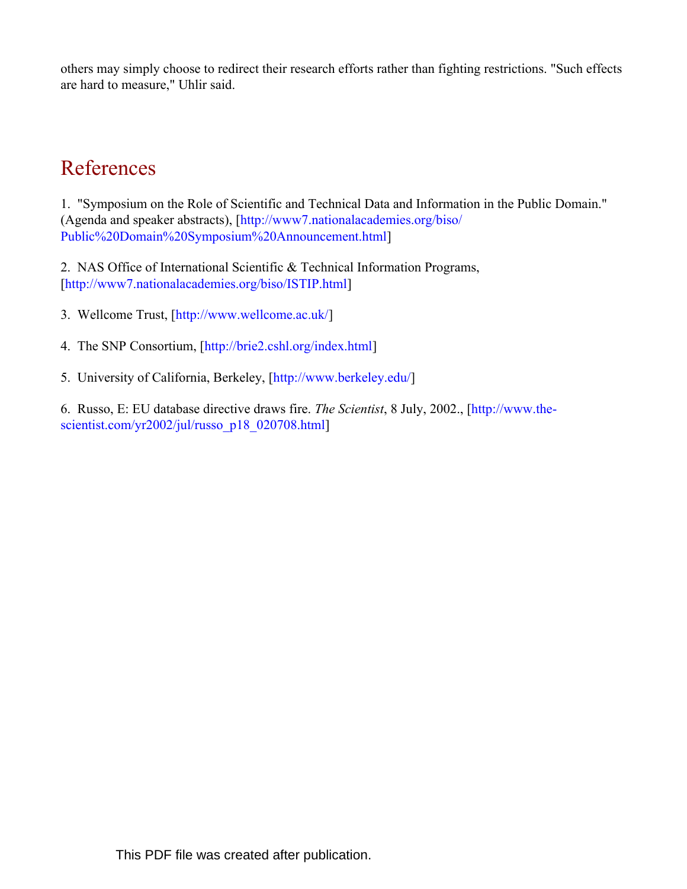others may simply choose to redirect their research efforts rather than fighting restrictions. "Such effects are hard to measure," Uhlir said.

## References

1. "Symposium on the Role of Scientific and Technical Data and Information in the Public Domain." (Agenda and speaker abstracts), [http://www7.nationalacademies.org/biso/Public%20Domain%20Symposium%20Announcement.html]

2. NAS Office of International Scientific & Technical Information Programs, [http://www7.nationalacademies.org/biso/ISTIP.html]

3. Wellcome Trust, [http://www.wellcome.ac.uk/]

4. The SNP Consortium, [http://brie2.cshl.org/index.html]

5. University of California, Berkeley, [http://www.berkeley.edu/]

6. Russo, E: EU database directive draws fire. *The Scientist*, 8 July, 2002., [http://www.the-scientist.com/yr2002/jul/russo_p18_020708.html]

This PDF file was created after publication.